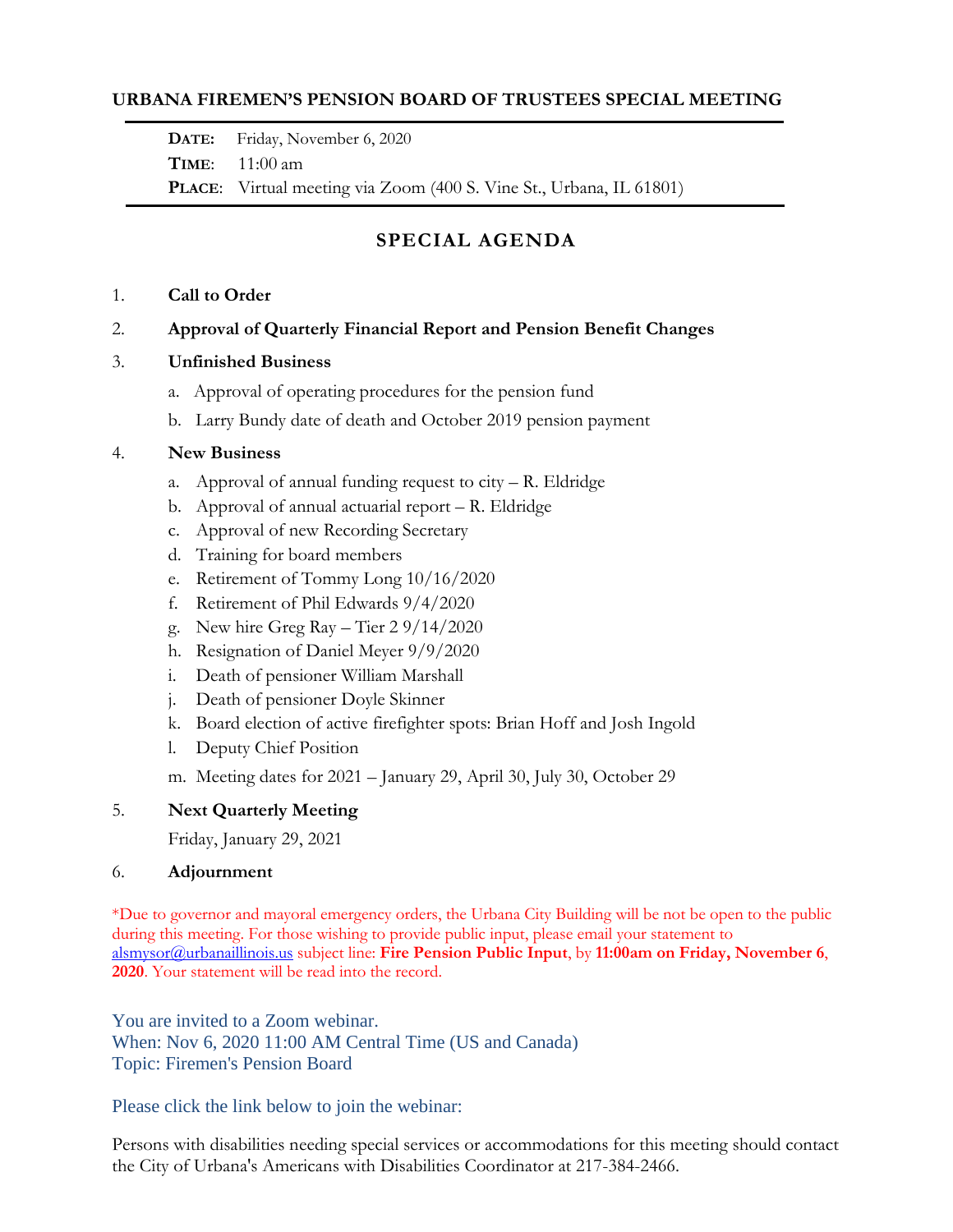# URBANA FIREMEN'S PENSION BOARD OF TRUSTEES SPECIAL MEETING

**DATE:** Friday, November 6, 2020
**TIME:** 11:00 am
**PLACE:** Virtual meeting via Zoom (400 S. Vine St., Urbana, IL 61801)

## SPECIAL AGENDA

1. **Call to Order**
2. **Approval of Quarterly Financial Report and Pension Benefit Changes**
3. **Unfinished Business**
   a. Approval of operating procedures for the pension fund
   b. Larry Bundy date of death and October 2019 pension payment
4. **New Business**
   a. Approval of annual funding request to city – R. Eldridge
   b. Approval of annual actuarial report – R. Eldridge
   c. Approval of new Recording Secretary
   d. Training for board members
   e. Retirement of Tommy Long 10/16/2020
   f. Retirement of Phil Edwards 9/4/2020
   g. New hire Greg Ray – Tier 2 9/14/2020
   h. Resignation of Daniel Meyer 9/9/2020
   i. Death of pensioner William Marshall
   j. Death of pensioner Doyle Skinner
   k. Board election of active firefighter spots: Brian Hoff and Josh Ingold
   l. Deputy Chief Position
   m. Meeting dates for 2021 – January 29, April 30, July 30, October 29
5. **Next Quarterly Meeting**
   Friday, January 29, 2021
6. **Adjournment**

*Due to governor and mayoral emergency orders, the Urbana City Building will be not be open to the public during this meeting. For those wishing to provide public input, please email your statement to alsmysor@urbanaillinois.us subject line: **Fire Pension Public Input**, by **11:00am on Friday, November 6, 2020**. Your statement will be read into the record.

You are invited to a Zoom webinar.
When: Nov 6, 2020 11:00 AM Central Time (US and Canada)
Topic: Firemen's Pension Board

Please click the link below to join the webinar:

Persons with disabilities needing special services or accommodations for this meeting should contact the City of Urbana's Americans with Disabilities Coordinator at 217-384-2466.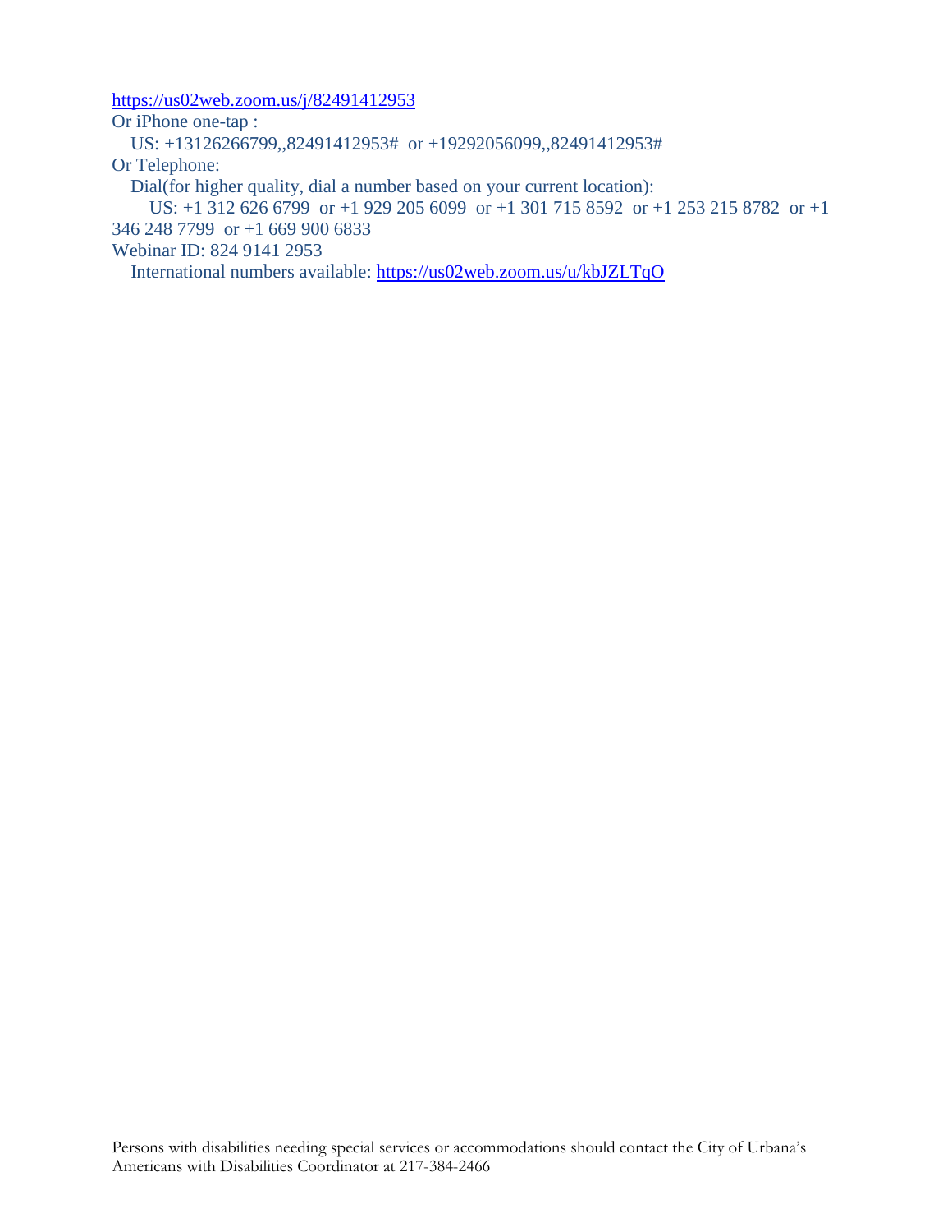https://us02web.zoom.us/j/82491412953

Or iPhone one-tap :

US: +13126266799,,82491412953# or +19292056099,,82491412953#

Or Telephone:

Dial(for higher quality, dial a number based on your current location):

US: +1 312 626 6799 or +1 929 205 6099 or +1 301 715 8592 or +1 253 215 8782 or +1 346 248 7799 or +1 669 900 6833

Webinar ID: 824 9141 2953

International numbers available: https://us02web.zoom.us/u/kbJZLTqO

Persons with disabilities needing special services or accommodations should contact the City of Urbana's Americans with Disabilities Coordinator at 217-384-2466